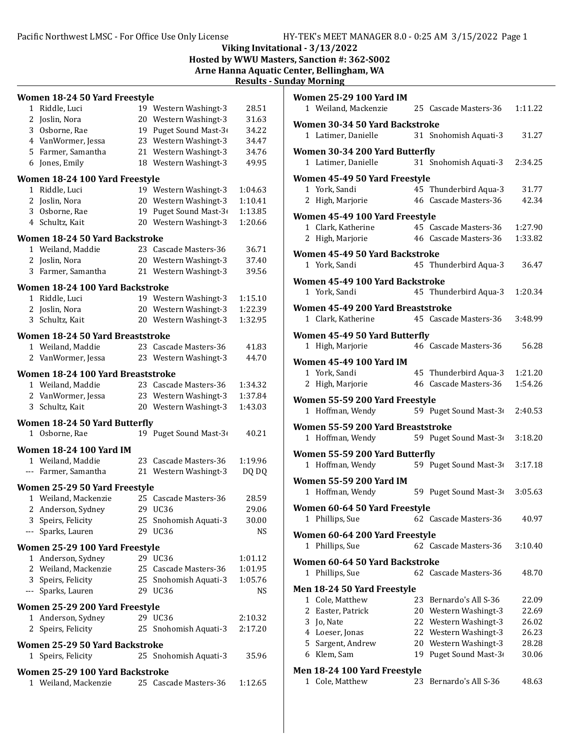**Viking Invitational - 3/13/2022**
**Hosted by WWU Masters, Sanction #: 362-S002**
**Arne Hanna Aquatic Center, Bellingham, WA**
**Results - Sunday Morning**

### Women 18-24 50 Yard Freestyle

| Place | Name | Age | Team | Time |
|---|---|---|---|---|
| 1 | Riddle, Luci | 19 | Western Washingt-3 | 28.51 |
| 2 | Joslin, Nora | 20 | Western Washingt-3 | 31.63 |
| 3 | Osborne, Rae | 19 | Puget Sound Mast-36 | 34.22 |
| 4 | VanWormer, Jessa | 23 | Western Washingt-3 | 34.47 |
| 5 | Farmer, Samantha | 21 | Western Washingt-3 | 34.76 |
| 6 | Jones, Emily | 18 | Western Washingt-3 | 49.95 |

### Women 18-24 100 Yard Freestyle

| Place | Name | Age | Team | Time |
|---|---|---|---|---|
| 1 | Riddle, Luci | 19 | Western Washingt-3 | 1:04.63 |
| 2 | Joslin, Nora | 20 | Western Washingt-3 | 1:10.41 |
| 3 | Osborne, Rae | 19 | Puget Sound Mast-36 | 1:13.85 |
| 4 | Schultz, Kait | 20 | Western Washingt-3 | 1:20.66 |

### Women 18-24 50 Yard Backstroke

| Place | Name | Age | Team | Time |
|---|---|---|---|---|
| 1 | Weiland, Maddie | 23 | Cascade Masters-36 | 36.71 |
| 2 | Joslin, Nora | 20 | Western Washingt-3 | 37.40 |
| 3 | Farmer, Samantha | 21 | Western Washingt-3 | 39.56 |

### Women 18-24 100 Yard Backstroke

| Place | Name | Age | Team | Time |
|---|---|---|---|---|
| 1 | Riddle, Luci | 19 | Western Washingt-3 | 1:15.10 |
| 2 | Joslin, Nora | 20 | Western Washingt-3 | 1:22.39 |
| 3 | Schultz, Kait | 20 | Western Washingt-3 | 1:32.95 |

### Women 18-24 50 Yard Breaststroke

| Place | Name | Age | Team | Time |
|---|---|---|---|---|
| 1 | Weiland, Maddie | 23 | Cascade Masters-36 | 41.83 |
| 2 | VanWormer, Jessa | 23 | Western Washingt-3 | 44.70 |

### Women 18-24 100 Yard Breaststroke

| Place | Name | Age | Team | Time |
|---|---|---|---|---|
| 1 | Weiland, Maddie | 23 | Cascade Masters-36 | 1:34.32 |
| 2 | VanWormer, Jessa | 23 | Western Washingt-3 | 1:37.84 |
| 3 | Schultz, Kait | 20 | Western Washingt-3 | 1:43.03 |

### Women 18-24 50 Yard Butterfly

| Place | Name | Age | Team | Time |
|---|---|---|---|---|
| 1 | Osborne, Rae | 19 | Puget Sound Mast-36 | 40.21 |

### Women 18-24 100 Yard IM

| Place | Name | Age | Team | Time |
|---|---|---|---|---|
| 1 | Weiland, Maddie | 23 | Cascade Masters-36 | 1:19.96 |
| --- | Farmer, Samantha | 21 | Western Washingt-3 | DQ DQ |

### Women 25-29 50 Yard Freestyle

| Place | Name | Age | Team | Time |
|---|---|---|---|---|
| 1 | Weiland, Mackenzie | 25 | Cascade Masters-36 | 28.59 |
| 2 | Anderson, Sydney | 29 | UC36 | 29.06 |
| 3 | Speirs, Felicity | 25 | Snohomish Aquati-3 | 30.00 |
| --- | Sparks, Lauren | 29 | UC36 | NS |

### Women 25-29 100 Yard Freestyle

| Place | Name | Age | Team | Time |
|---|---|---|---|---|
| 1 | Anderson, Sydney | 29 | UC36 | 1:01.12 |
| 2 | Weiland, Mackenzie | 25 | Cascade Masters-36 | 1:01.95 |
| 3 | Speirs, Felicity | 25 | Snohomish Aquati-3 | 1:05.76 |
| --- | Sparks, Lauren | 29 | UC36 | NS |

### Women 25-29 200 Yard Freestyle

| Place | Name | Age | Team | Time |
|---|---|---|---|---|
| 1 | Anderson, Sydney | 29 | UC36 | 2:10.32 |
| 2 | Speirs, Felicity | 25 | Snohomish Aquati-3 | 2:17.20 |

### Women 25-29 50 Yard Backstroke

| Place | Name | Age | Team | Time |
|---|---|---|---|---|
| 1 | Speirs, Felicity | 25 | Snohomish Aquati-3 | 35.96 |

### Women 25-29 100 Yard Backstroke

| Place | Name | Age | Team | Time |
|---|---|---|---|---|
| 1 | Weiland, Mackenzie | 25 | Cascade Masters-36 | 1:12.65 |

### Women 25-29 100 Yard IM

| Place | Name | Age | Team | Time |
|---|---|---|---|---|
| 1 | Weiland, Mackenzie | 25 | Cascade Masters-36 | 1:11.22 |

### Women 30-34 50 Yard Backstroke

| Place | Name | Age | Team | Time |
|---|---|---|---|---|
| 1 | Latimer, Danielle | 31 | Snohomish Aquati-3 | 31.27 |

### Women 30-34 200 Yard Butterfly

| Place | Name | Age | Team | Time |
|---|---|---|---|---|
| 1 | Latimer, Danielle | 31 | Snohomish Aquati-3 | 2:34.25 |

### Women 45-49 50 Yard Freestyle

| Place | Name | Age | Team | Time |
|---|---|---|---|---|
| 1 | York, Sandi | 45 | Thunderbird Aqua-3 | 31.77 |
| 2 | High, Marjorie | 46 | Cascade Masters-36 | 42.34 |

### Women 45-49 100 Yard Freestyle

| Place | Name | Age | Team | Time |
|---|---|---|---|---|
| 1 | Clark, Katherine | 45 | Cascade Masters-36 | 1:27.90 |
| 2 | High, Marjorie | 46 | Cascade Masters-36 | 1:33.82 |

### Women 45-49 50 Yard Backstroke

| Place | Name | Age | Team | Time |
|---|---|---|---|---|
| 1 | York, Sandi | 45 | Thunderbird Aqua-3 | 36.47 |

### Women 45-49 100 Yard Backstroke

| Place | Name | Age | Team | Time |
|---|---|---|---|---|
| 1 | York, Sandi | 45 | Thunderbird Aqua-3 | 1:20.34 |

### Women 45-49 200 Yard Breaststroke

| Place | Name | Age | Team | Time |
|---|---|---|---|---|
| 1 | Clark, Katherine | 45 | Cascade Masters-36 | 3:48.99 |

### Women 45-49 50 Yard Butterfly

| Place | Name | Age | Team | Time |
|---|---|---|---|---|
| 1 | High, Marjorie | 46 | Cascade Masters-36 | 56.28 |

### Women 45-49 100 Yard IM

| Place | Name | Age | Team | Time |
|---|---|---|---|---|
| 1 | York, Sandi | 45 | Thunderbird Aqua-3 | 1:21.20 |
| 2 | High, Marjorie | 46 | Cascade Masters-36 | 1:54.26 |

### Women 55-59 200 Yard Freestyle

| Place | Name | Age | Team | Time |
|---|---|---|---|---|
| 1 | Hoffman, Wendy | 59 | Puget Sound Mast-36 | 2:40.53 |

### Women 55-59 200 Yard Breaststroke

| Place | Name | Age | Team | Time |
|---|---|---|---|---|
| 1 | Hoffman, Wendy | 59 | Puget Sound Mast-36 | 3:18.20 |

### Women 55-59 200 Yard Butterfly

| Place | Name | Age | Team | Time |
|---|---|---|---|---|
| 1 | Hoffman, Wendy | 59 | Puget Sound Mast-36 | 3:17.18 |

### Women 55-59 200 Yard IM

| Place | Name | Age | Team | Time |
|---|---|---|---|---|
| 1 | Hoffman, Wendy | 59 | Puget Sound Mast-36 | 3:05.63 |

### Women 60-64 50 Yard Freestyle

| Place | Name | Age | Team | Time |
|---|---|---|---|---|
| 1 | Phillips, Sue | 62 | Cascade Masters-36 | 40.97 |

### Women 60-64 200 Yard Freestyle

| Place | Name | Age | Team | Time |
|---|---|---|---|---|
| 1 | Phillips, Sue | 62 | Cascade Masters-36 | 3:10.40 |

### Women 60-64 50 Yard Backstroke

| Place | Name | Age | Team | Time |
|---|---|---|---|---|
| 1 | Phillips, Sue | 62 | Cascade Masters-36 | 48.70 |

### Men 18-24 50 Yard Freestyle

| Place | Name | Age | Team | Time |
|---|---|---|---|---|
| 1 | Cole, Matthew | 23 | Bernardo's All S-36 | 22.09 |
| 2 | Easter, Patrick | 20 | Western Washingt-3 | 22.69 |
| 3 | Jo, Nate | 22 | Western Washingt-3 | 26.02 |
| 4 | Loeser, Jonas | 22 | Western Washingt-3 | 26.23 |
| 5 | Sargent, Andrew | 20 | Western Washingt-3 | 28.28 |
| 6 | Klem, Sam | 19 | Puget Sound Mast-36 | 30.06 |

### Men 18-24 100 Yard Freestyle

| Place | Name | Age | Team | Time |
|---|---|---|---|---|
| 1 | Cole, Matthew | 23 | Bernardo's All S-36 | 48.63 |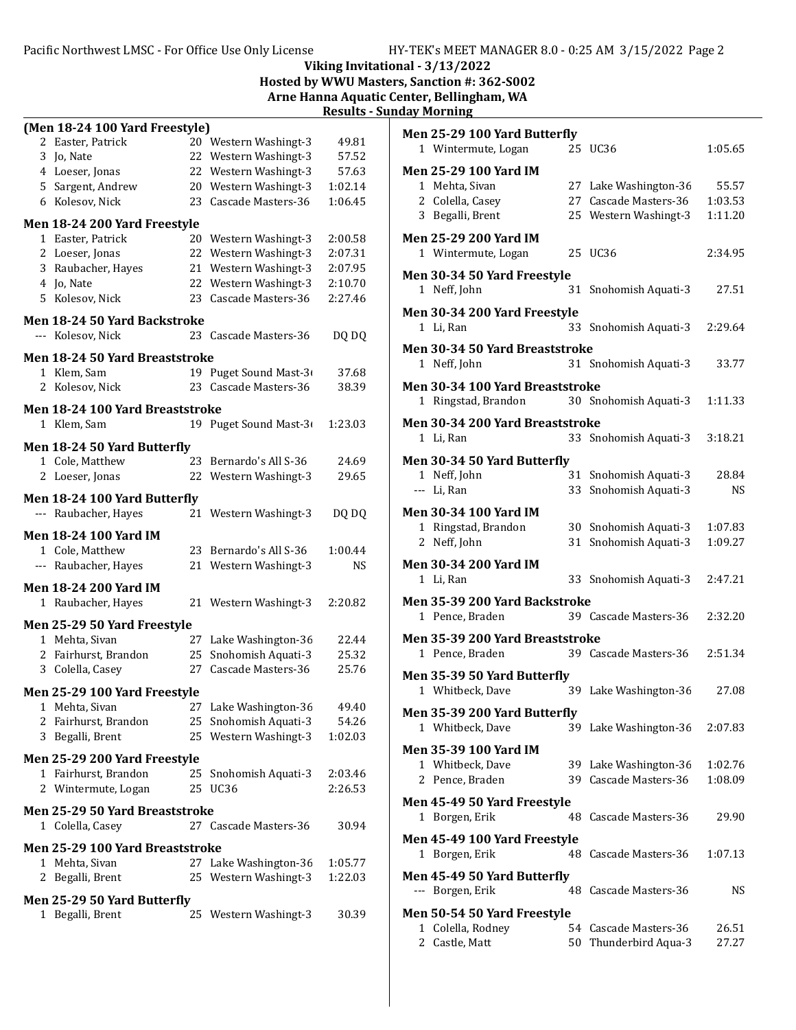Viking Invitational - 3/13/2022
Hosted by WWU Masters, Sanction #: 362-S002
Arne Hanna Aquatic Center, Bellingham, WA

## Results - Sunday Morning

### (Men 18-24 100 Yard Freestyle)

| Place | Name | Age | Team | Time |
|---|---|---|---|---|
| 2 | Easter, Patrick | 20 | Western Washingt-3 | 49.81 |
| 3 | Jo, Nate | 22 | Western Washingt-3 | 57.52 |
| 4 | Loeser, Jonas | 22 | Western Washingt-3 | 57.63 |
| 5 | Sargent, Andrew | 20 | Western Washingt-3 | 1:02.14 |
| 6 | Kolesov, Nick | 23 | Cascade Masters-36 | 1:06.45 |

### Men 18-24 200 Yard Freestyle

| Place | Name | Age | Team | Time |
|---|---|---|---|---|
| 1 | Easter, Patrick | 20 | Western Washingt-3 | 2:00.58 |
| 2 | Loeser, Jonas | 22 | Western Washingt-3 | 2:07.31 |
| 3 | Raubacher, Hayes | 21 | Western Washingt-3 | 2:07.95 |
| 4 | Jo, Nate | 22 | Western Washingt-3 | 2:10.70 |
| 5 | Kolesov, Nick | 23 | Cascade Masters-36 | 2:27.46 |

### Men 18-24 50 Yard Backstroke

| Place | Name | Age | Team | Time |
|---|---|---|---|---|
| --- | Kolesov, Nick | 23 | Cascade Masters-36 | DQ DQ |

### Men 18-24 50 Yard Breaststroke

| Place | Name | Age | Team | Time |
|---|---|---|---|---|
| 1 | Klem, Sam | 19 | Puget Sound Mast-3( | 37.68 |
| 2 | Kolesov, Nick | 23 | Cascade Masters-36 | 38.39 |

### Men 18-24 100 Yard Breaststroke

| Place | Name | Age | Team | Time |
|---|---|---|---|---|
| 1 | Klem, Sam | 19 | Puget Sound Mast-3( | 1:23.03 |

### Men 18-24 50 Yard Butterfly

| Place | Name | Age | Team | Time |
|---|---|---|---|---|
| 1 | Cole, Matthew | 23 | Bernardo's All S-36 | 24.69 |
| 2 | Loeser, Jonas | 22 | Western Washingt-3 | 29.65 |

### Men 18-24 100 Yard Butterfly

| Place | Name | Age | Team | Time |
|---|---|---|---|---|
| --- | Raubacher, Hayes | 21 | Western Washingt-3 | DQ DQ |

### Men 18-24 100 Yard IM

| Place | Name | Age | Team | Time |
|---|---|---|---|---|
| 1 | Cole, Matthew | 23 | Bernardo's All S-36 | 1:00.44 |
| --- | Raubacher, Hayes | 21 | Western Washingt-3 | NS |

### Men 18-24 200 Yard IM

| Place | Name | Age | Team | Time |
|---|---|---|---|---|
| 1 | Raubacher, Hayes | 21 | Western Washingt-3 | 2:20.82 |

### Men 25-29 50 Yard Freestyle

| Place | Name | Age | Team | Time |
|---|---|---|---|---|
| 1 | Mehta, Sivan | 27 | Lake Washington-36 | 22.44 |
| 2 | Fairhurst, Brandon | 25 | Snohomish Aquati-3 | 25.32 |
| 3 | Colella, Casey | 27 | Cascade Masters-36 | 25.76 |

### Men 25-29 100 Yard Freestyle

| Place | Name | Age | Team | Time |
|---|---|---|---|---|
| 1 | Mehta, Sivan | 27 | Lake Washington-36 | 49.40 |
| 2 | Fairhurst, Brandon | 25 | Snohomish Aquati-3 | 54.26 |
| 3 | Begalli, Brent | 25 | Western Washingt-3 | 1:02.03 |

### Men 25-29 200 Yard Freestyle

| Place | Name | Age | Team | Time |
|---|---|---|---|---|
| 1 | Fairhurst, Brandon | 25 | Snohomish Aquati-3 | 2:03.46 |
| 2 | Wintermute, Logan | 25 | UC36 | 2:26.53 |

### Men 25-29 50 Yard Breaststroke

| Place | Name | Age | Team | Time |
|---|---|---|---|---|
| 1 | Colella, Casey | 27 | Cascade Masters-36 | 30.94 |

### Men 25-29 100 Yard Breaststroke

| Place | Name | Age | Team | Time |
|---|---|---|---|---|
| 1 | Mehta, Sivan | 27 | Lake Washington-36 | 1:05.77 |
| 2 | Begalli, Brent | 25 | Western Washingt-3 | 1:22.03 |

### Men 25-29 50 Yard Butterfly

| Place | Name | Age | Team | Time |
|---|---|---|---|---|
| 1 | Begalli, Brent | 25 | Western Washingt-3 | 30.39 |

### Men 25-29 100 Yard Butterfly

| Place | Name | Age | Team | Time |
|---|---|---|---|---|
| 1 | Wintermute, Logan | 25 | UC36 | 1:05.65 |

### Men 25-29 100 Yard IM

| Place | Name | Age | Team | Time |
|---|---|---|---|---|
| 1 | Mehta, Sivan | 27 | Lake Washington-36 | 55.57 |
| 2 | Colella, Casey | 27 | Cascade Masters-36 | 1:03.53 |
| 3 | Begalli, Brent | 25 | Western Washingt-3 | 1:11.20 |

### Men 25-29 200 Yard IM

| Place | Name | Age | Team | Time |
|---|---|---|---|---|
| 1 | Wintermute, Logan | 25 | UC36 | 2:34.95 |

### Men 30-34 50 Yard Freestyle

| Place | Name | Age | Team | Time |
|---|---|---|---|---|
| 1 | Neff, John | 31 | Snohomish Aquati-3 | 27.51 |

### Men 30-34 200 Yard Freestyle

| Place | Name | Age | Team | Time |
|---|---|---|---|---|
| 1 | Li, Ran | 33 | Snohomish Aquati-3 | 2:29.64 |

### Men 30-34 50 Yard Breaststroke

| Place | Name | Age | Team | Time |
|---|---|---|---|---|
| 1 | Neff, John | 31 | Snohomish Aquati-3 | 33.77 |

### Men 30-34 100 Yard Breaststroke

| Place | Name | Age | Team | Time |
|---|---|---|---|---|
| 1 | Ringstad, Brandon | 30 | Snohomish Aquati-3 | 1:11.33 |

### Men 30-34 200 Yard Breaststroke

| Place | Name | Age | Team | Time |
|---|---|---|---|---|
| 1 | Li, Ran | 33 | Snohomish Aquati-3 | 3:18.21 |

### Men 30-34 50 Yard Butterfly

| Place | Name | Age | Team | Time |
|---|---|---|---|---|
| 1 | Neff, John | 31 | Snohomish Aquati-3 | 28.84 |
| --- | Li, Ran | 33 | Snohomish Aquati-3 | NS |

### Men 30-34 100 Yard IM

| Place | Name | Age | Team | Time |
|---|---|---|---|---|
| 1 | Ringstad, Brandon | 30 | Snohomish Aquati-3 | 1:07.83 |
| 2 | Neff, John | 31 | Snohomish Aquati-3 | 1:09.27 |

### Men 30-34 200 Yard IM

| Place | Name | Age | Team | Time |
|---|---|---|---|---|
| 1 | Li, Ran | 33 | Snohomish Aquati-3 | 2:47.21 |

### Men 35-39 200 Yard Backstroke

| Place | Name | Age | Team | Time |
|---|---|---|---|---|
| 1 | Pence, Braden | 39 | Cascade Masters-36 | 2:32.20 |

### Men 35-39 200 Yard Breaststroke

| Place | Name | Age | Team | Time |
|---|---|---|---|---|
| 1 | Pence, Braden | 39 | Cascade Masters-36 | 2:51.34 |

### Men 35-39 50 Yard Butterfly

| Place | Name | Age | Team | Time |
|---|---|---|---|---|
| 1 | Whitbeck, Dave | 39 | Lake Washington-36 | 27.08 |

### Men 35-39 200 Yard Butterfly

| Place | Name | Age | Team | Time |
|---|---|---|---|---|
| 1 | Whitbeck, Dave | 39 | Lake Washington-36 | 2:07.83 |

### Men 35-39 100 Yard IM

| Place | Name | Age | Team | Time |
|---|---|---|---|---|
| 1 | Whitbeck, Dave | 39 | Lake Washington-36 | 1:02.76 |
| 2 | Pence, Braden | 39 | Cascade Masters-36 | 1:08.09 |

### Men 45-49 50 Yard Freestyle

| Place | Name | Age | Team | Time |
|---|---|---|---|---|
| 1 | Borgen, Erik | 48 | Cascade Masters-36 | 29.90 |

### Men 45-49 100 Yard Freestyle

| Place | Name | Age | Team | Time |
|---|---|---|---|---|
| 1 | Borgen, Erik | 48 | Cascade Masters-36 | 1:07.13 |

### Men 45-49 50 Yard Butterfly

| Place | Name | Age | Team | Time |
|---|---|---|---|---|
| --- | Borgen, Erik | 48 | Cascade Masters-36 | NS |

### Men 50-54 50 Yard Freestyle

| Place | Name | Age | Team | Time |
|---|---|---|---|---|
| 1 | Colella, Rodney | 54 | Cascade Masters-36 | 26.51 |
| 2 | Castle, Matt | 50 | Thunderbird Aqua-3 | 27.27 |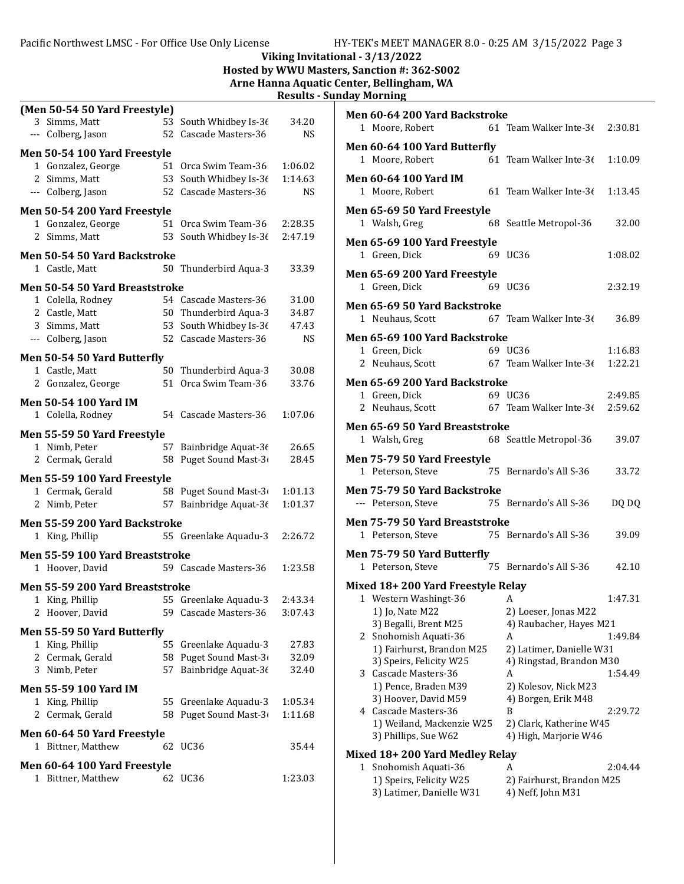Viking Invitational - 3/13/2022
Hosted by WWU Masters, Sanction #: 362-S002
Arne Hanna Aquatic Center, Bellingham, WA
Results - Sunday Morning

### (Men 50-54 50 Yard Freestyle)

| | Name | Age | Team | Time |
|---|---|---|---|---|
| 3 | Simms, Matt | 53 | South Whidbey Is-36 | 34.20 |
| --- | Colberg, Jason | 52 | Cascade Masters-36 | NS |

### Men 50-54 100 Yard Freestyle

| | Name | Age | Team | Time |
|---|---|---|---|---|
| 1 | Gonzalez, George | 51 | Orca Swim Team-36 | 1:06.02 |
| 2 | Simms, Matt | 53 | South Whidbey Is-36 | 1:14.63 |
| --- | Colberg, Jason | 52 | Cascade Masters-36 | NS |

### Men 50-54 200 Yard Freestyle

| | Name | Age | Team | Time |
|---|---|---|---|---|
| 1 | Gonzalez, George | 51 | Orca Swim Team-36 | 2:28.35 |
| 2 | Simms, Matt | 53 | South Whidbey Is-36 | 2:47.19 |

### Men 50-54 50 Yard Backstroke

| | Name | Age | Team | Time |
|---|---|---|---|---|
| 1 | Castle, Matt | 50 | Thunderbird Aqua-3 | 33.39 |

### Men 50-54 50 Yard Breaststroke

| | Name | Age | Team | Time |
|---|---|---|---|---|
| 1 | Colella, Rodney | 54 | Cascade Masters-36 | 31.00 |
| 2 | Castle, Matt | 50 | Thunderbird Aqua-3 | 34.87 |
| 3 | Simms, Matt | 53 | South Whidbey Is-36 | 47.43 |
| --- | Colberg, Jason | 52 | Cascade Masters-36 | NS |

### Men 50-54 50 Yard Butterfly

| | Name | Age | Team | Time |
|---|---|---|---|---|
| 1 | Castle, Matt | 50 | Thunderbird Aqua-3 | 30.08 |
| 2 | Gonzalez, George | 51 | Orca Swim Team-36 | 33.76 |

### Men 50-54 100 Yard IM

| | Name | Age | Team | Time |
|---|---|---|---|---|
| 1 | Colella, Rodney | 54 | Cascade Masters-36 | 1:07.06 |

### Men 55-59 50 Yard Freestyle

| | Name | Age | Team | Time |
|---|---|---|---|---|
| 1 | Nimb, Peter | 57 | Bainbridge Aquat-36 | 26.65 |
| 2 | Cermak, Gerald | 58 | Puget Sound Mast-36 | 28.45 |

### Men 55-59 100 Yard Freestyle

| | Name | Age | Team | Time |
|---|---|---|---|---|
| 1 | Cermak, Gerald | 58 | Puget Sound Mast-36 | 1:01.13 |
| 2 | Nimb, Peter | 57 | Bainbridge Aquat-36 | 1:01.37 |

### Men 55-59 200 Yard Backstroke

| | Name | Age | Team | Time |
|---|---|---|---|---|
| 1 | King, Phillip | 55 | Greenlake Aquadu-3 | 2:26.72 |

### Men 55-59 100 Yard Breaststroke

| | Name | Age | Team | Time |
|---|---|---|---|---|
| 1 | Hoover, David | 59 | Cascade Masters-36 | 1:23.58 |

### Men 55-59 200 Yard Breaststroke

| | Name | Age | Team | Time |
|---|---|---|---|---|
| 1 | King, Phillip | 55 | Greenlake Aquadu-3 | 2:43.34 |
| 2 | Hoover, David | 59 | Cascade Masters-36 | 3:07.43 |

### Men 55-59 50 Yard Butterfly

| | Name | Age | Team | Time |
|---|---|---|---|---|
| 1 | King, Phillip | 55 | Greenlake Aquadu-3 | 27.83 |
| 2 | Cermak, Gerald | 58 | Puget Sound Mast-36 | 32.09 |
| 3 | Nimb, Peter | 57 | Bainbridge Aquat-36 | 32.40 |

### Men 55-59 100 Yard IM

| | Name | Age | Team | Time |
|---|---|---|---|---|
| 1 | King, Phillip | 55 | Greenlake Aquadu-3 | 1:05.34 |
| 2 | Cermak, Gerald | 58 | Puget Sound Mast-36 | 1:11.68 |

### Men 60-64 50 Yard Freestyle

| | Name | Age | Team | Time |
|---|---|---|---|---|
| 1 | Bittner, Matthew | 62 | UC36 | 35.44 |

### Men 60-64 100 Yard Freestyle

| | Name | Age | Team | Time |
|---|---|---|---|---|
| 1 | Bittner, Matthew | 62 | UC36 | 1:23.03 |

### Men 60-64 200 Yard Backstroke

| | Name | Age | Team | Time |
|---|---|---|---|---|
| 1 | Moore, Robert | 61 | Team Walker Inte-36 | 2:30.81 |

### Men 60-64 100 Yard Butterfly

| | Name | Age | Team | Time |
|---|---|---|---|---|
| 1 | Moore, Robert | 61 | Team Walker Inte-36 | 1:10.09 |

### Men 60-64 100 Yard IM

| | Name | Age | Team | Time |
|---|---|---|---|---|
| 1 | Moore, Robert | 61 | Team Walker Inte-36 | 1:13.45 |

### Men 65-69 50 Yard Freestyle

| | Name | Age | Team | Time |
|---|---|---|---|---|
| 1 | Walsh, Greg | 68 | Seattle Metropol-36 | 32.00 |

### Men 65-69 100 Yard Freestyle

| | Name | Age | Team | Time |
|---|---|---|---|---|
| 1 | Green, Dick | 69 | UC36 | 1:08.02 |

### Men 65-69 200 Yard Freestyle

| | Name | Age | Team | Time |
|---|---|---|---|---|
| 1 | Green, Dick | 69 | UC36 | 2:32.19 |

### Men 65-69 50 Yard Backstroke

| | Name | Age | Team | Time |
|---|---|---|---|---|
| 1 | Neuhaus, Scott | 67 | Team Walker Inte-36 | 36.89 |

### Men 65-69 100 Yard Backstroke

| | Name | Age | Team | Time |
|---|---|---|---|---|
| 1 | Green, Dick | 69 | UC36 | 1:16.83 |
| 2 | Neuhaus, Scott | 67 | Team Walker Inte-36 | 1:22.21 |

### Men 65-69 200 Yard Backstroke

| | Name | Age | Team | Time |
|---|---|---|---|---|
| 1 | Green, Dick | 69 | UC36 | 2:49.85 |
| 2 | Neuhaus, Scott | 67 | Team Walker Inte-36 | 2:59.62 |

### Men 65-69 50 Yard Breaststroke

| | Name | Age | Team | Time |
|---|---|---|---|---|
| 1 | Walsh, Greg | 68 | Seattle Metropol-36 | 39.07 |

### Men 75-79 50 Yard Freestyle

| | Name | Age | Team | Time |
|---|---|---|---|---|
| 1 | Peterson, Steve | 75 | Bernardo's All S-36 | 33.72 |

### Men 75-79 50 Yard Backstroke

| | Name | Age | Team | Time |
|---|---|---|---|---|
| --- | Peterson, Steve | 75 | Bernardo's All S-36 | DQ DQ |

### Men 75-79 50 Yard Breaststroke

| | Name | Age | Team | Time |
|---|---|---|---|---|
| 1 | Peterson, Steve | 75 | Bernardo's All S-36 | 39.09 |

### Men 75-79 50 Yard Butterfly

| | Name | Age | Team | Time |
|---|---|---|---|---|
| 1 | Peterson, Steve | 75 | Bernardo's All S-36 | 42.10 |

### Mixed 18+ 200 Yard Freestyle Relay

| | Team | Relay | Time |
|---|---|---|---|
| 1 | Western Washingt-36 | A | 1:47.31 |
| | 1) Jo, Nate M22 | 2) Loeser, Jonas M22 | |
| | 3) Begalli, Brent M25 | 4) Raubacher, Hayes M21 | |
| 2 | Snohomish Aquati-36 | A | 1:49.84 |
| | 1) Fairhurst, Brandon M25 | 2) Latimer, Danielle W31 | |
| | 3) Speirs, Felicity W25 | 4) Ringstad, Brandon M30 | |
| 3 | Cascade Masters-36 | A | 1:54.49 |
| | 1) Pence, Braden M39 | 2) Kolesov, Nick M23 | |
| | 3) Hoover, David M59 | 4) Borgen, Erik M48 | |
| 4 | Cascade Masters-36 | B | 2:29.72 |
| | 1) Weiland, Mackenzie W25 | 2) Clark, Katherine W45 | |
| | 3) Phillips, Sue W62 | 4) High, Marjorie W46 | |

### Mixed 18+ 200 Yard Medley Relay

| | Team | Relay | Time |
|---|---|---|---|
| 1 | Snohomish Aquati-36 | A | 2:04.44 |
| | 1) Speirs, Felicity W25 | 2) Fairhurst, Brandon M25 | |
| | 3) Latimer, Danielle W31 | 4) Neff, John M31 | |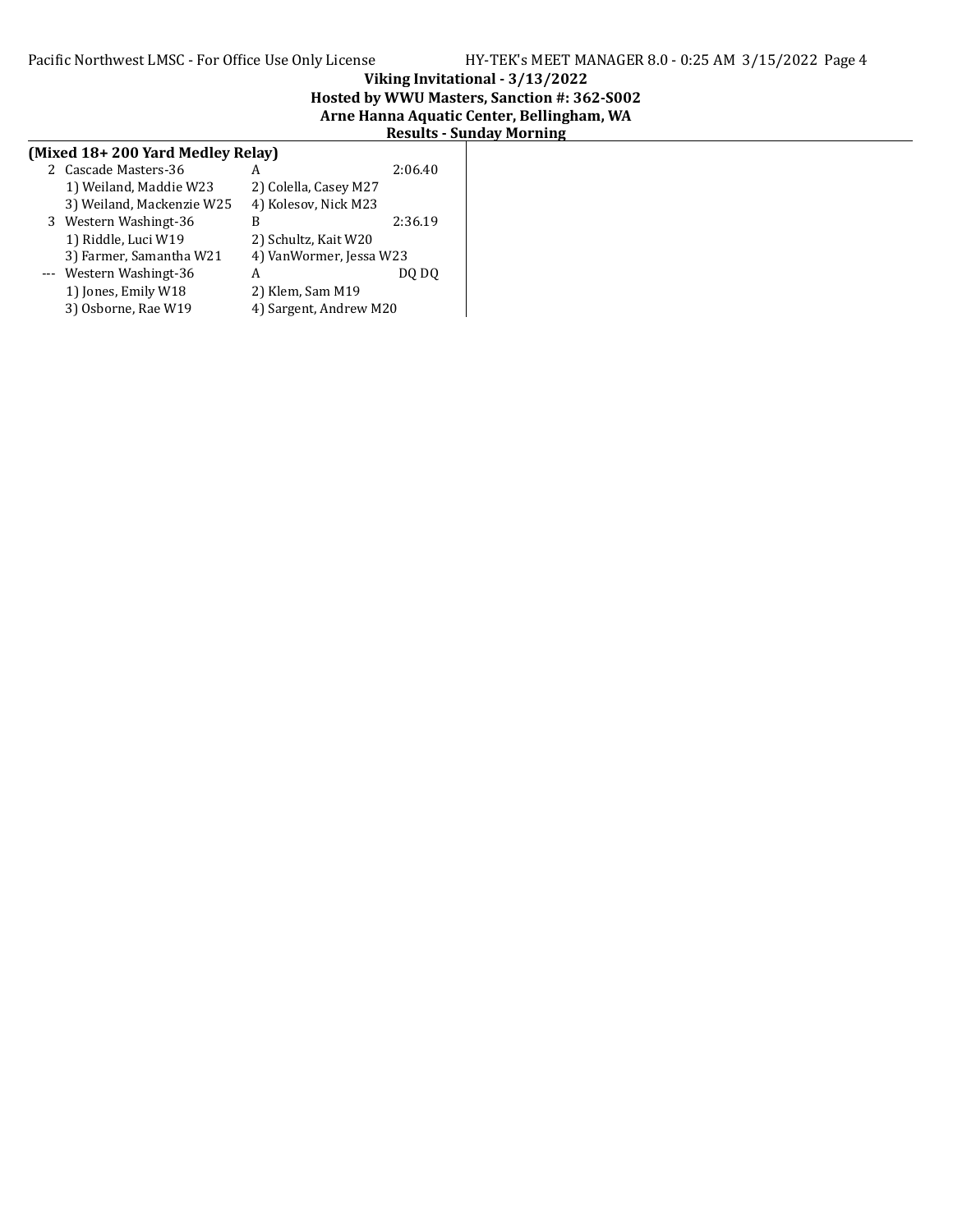Viking Invitational - 3/13/2022
Hosted by WWU Masters, Sanction #: 362-S002
Arne Hanna Aquatic Center, Bellingham, WA
Results - Sunday Morning

**(Mixed 18+ 200 Yard Medley Relay)**

| | | | |
|---|---|---|---|
| 2 | Cascade Masters-36 | A | 2:06.40 |
| | 1) Weiland, Maddie W23 | 2) Colella, Casey M27 | |
| | 3) Weiland, Mackenzie W25 | 4) Kolesov, Nick M23 | |
| 3 | Western Washingt-36 | B | 2:36.19 |
| | 1) Riddle, Luci W19 | 2) Schultz, Kait W20 | |
| | 3) Farmer, Samantha W21 | 4) VanWormer, Jessa W23 | |
| --- | Western Washingt-36 | A | DQ DQ |
| | 1) Jones, Emily W18 | 2) Klem, Sam M19 | |
| | 3) Osborne, Rae W19 | 4) Sargent, Andrew M20 | |